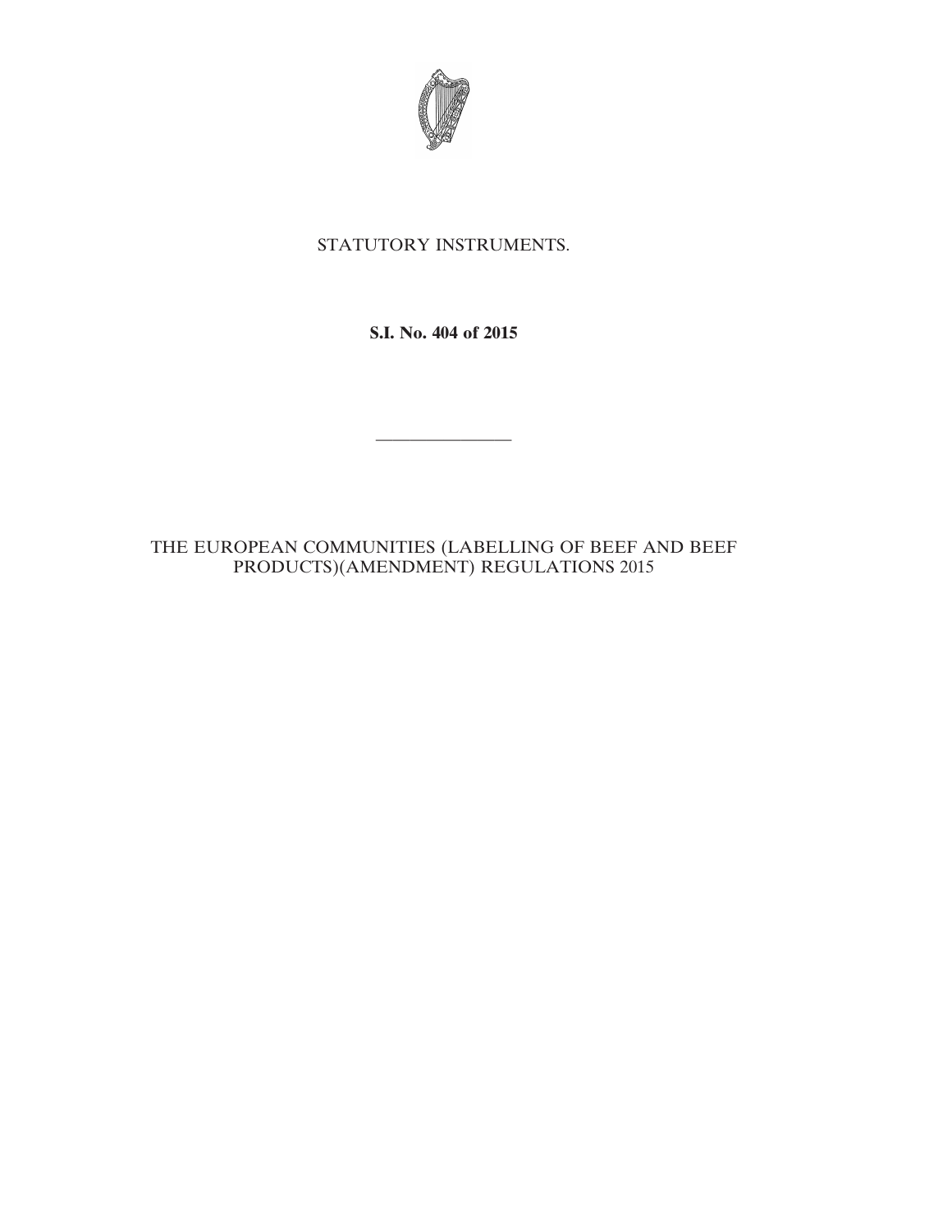STATUTORY INSTRUMENTS.

**S.I. No. 404 of 2015**

---

THE EUROPEAN COMMUNITIES (LABELLING OF BEEF AND BEEF PRODUCTS)(AMENDMENT) REGULATIONS 2015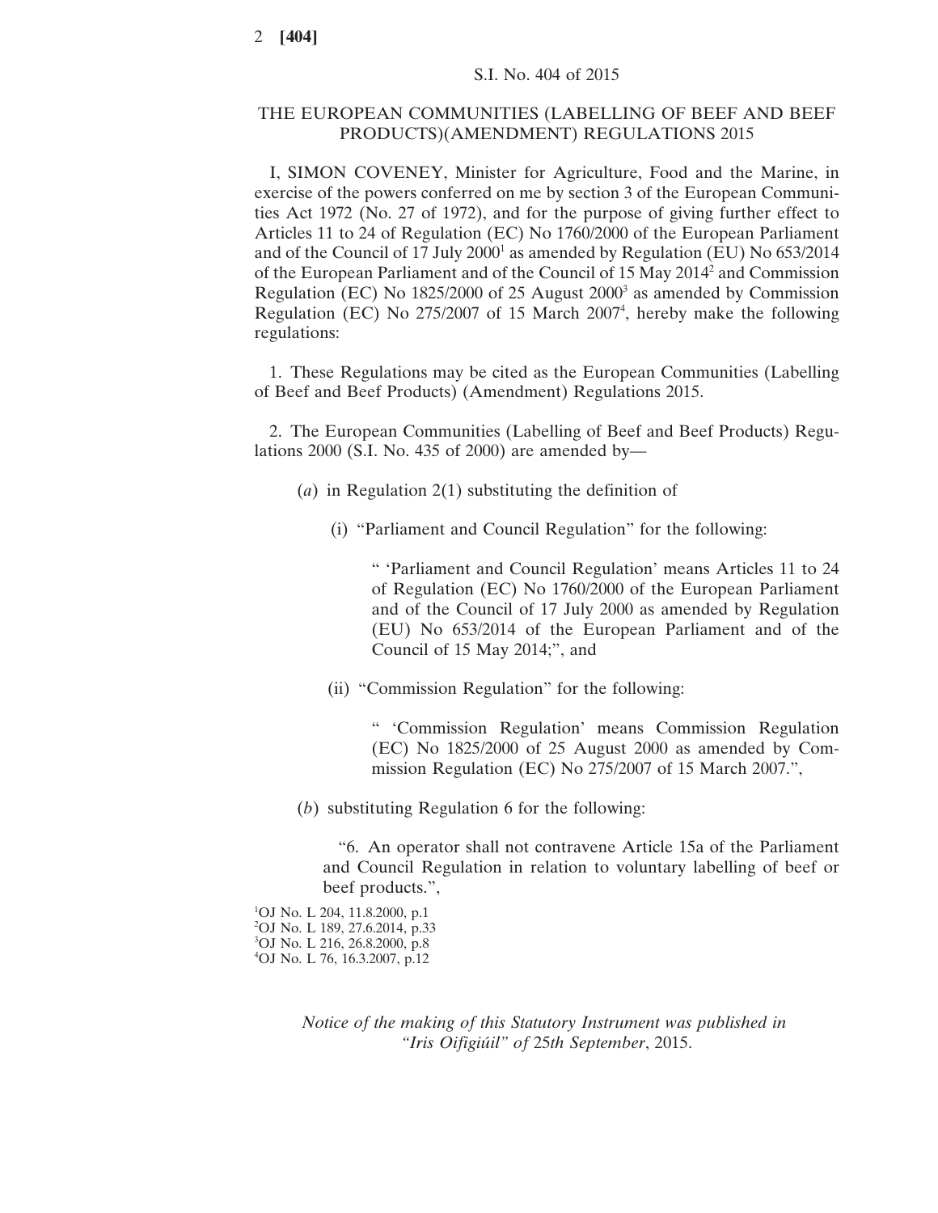S.I. No. 404 of 2015

# THE EUROPEAN COMMUNITIES (LABELLING OF BEEF AND BEEF PRODUCTS)(AMENDMENT) REGULATIONS 2015

I, SIMON COVENEY, Minister for Agriculture, Food and the Marine, in exercise of the powers conferred on me by section 3 of the European Communities Act 1972 (No. 27 of 1972), and for the purpose of giving further effect to Articles 11 to 24 of Regulation (EC) No 1760/2000 of the European Parliament and of the Council of 17 July 2000[1] as amended by Regulation (EU) No 653/2014 of the European Parliament and of the Council of 15 May 2014[2] and Commission Regulation (EC) No 1825/2000 of 25 August 2000[3] as amended by Commission Regulation (EC) No 275/2007 of 15 March 2007[4], hereby make the following regulations:

1. These Regulations may be cited as the European Communities (Labelling of Beef and Beef Products) (Amendment) Regulations 2015.

2. The European Communities (Labelling of Beef and Beef Products) Regulations 2000 (S.I. No. 435 of 2000) are amended by—

(*a*) in Regulation 2(1) substituting the definition of

(i) “Parliament and Council Regulation” for the following:

“ ‘Parliament and Council Regulation’ means Articles 11 to 24 of Regulation (EC) No 1760/2000 of the European Parliament and of the Council of 17 July 2000 as amended by Regulation (EU) No 653/2014 of the European Parliament and of the Council of 15 May 2014;”, and

(ii) “Commission Regulation” for the following:

“ ‘Commission Regulation’ means Commission Regulation (EC) No 1825/2000 of 25 August 2000 as amended by Commission Regulation (EC) No 275/2007 of 15 March 2007.”,

(*b*) substituting Regulation 6 for the following:

“6. An operator shall not contravene Article 15a of the Parliament and Council Regulation in relation to voluntary labelling of beef or beef products.”,

[1]OJ No. L 204, 11.8.2000, p.1
[2]OJ No. L 189, 27.6.2014, p.33
[3]OJ No. L 216, 26.8.2000, p.8
[4]OJ No. L 76, 16.3.2007, p.12

*Notice of the making of this Statutory Instrument was published in “Iris Oifigiúil” of* 25*th September*, 2015.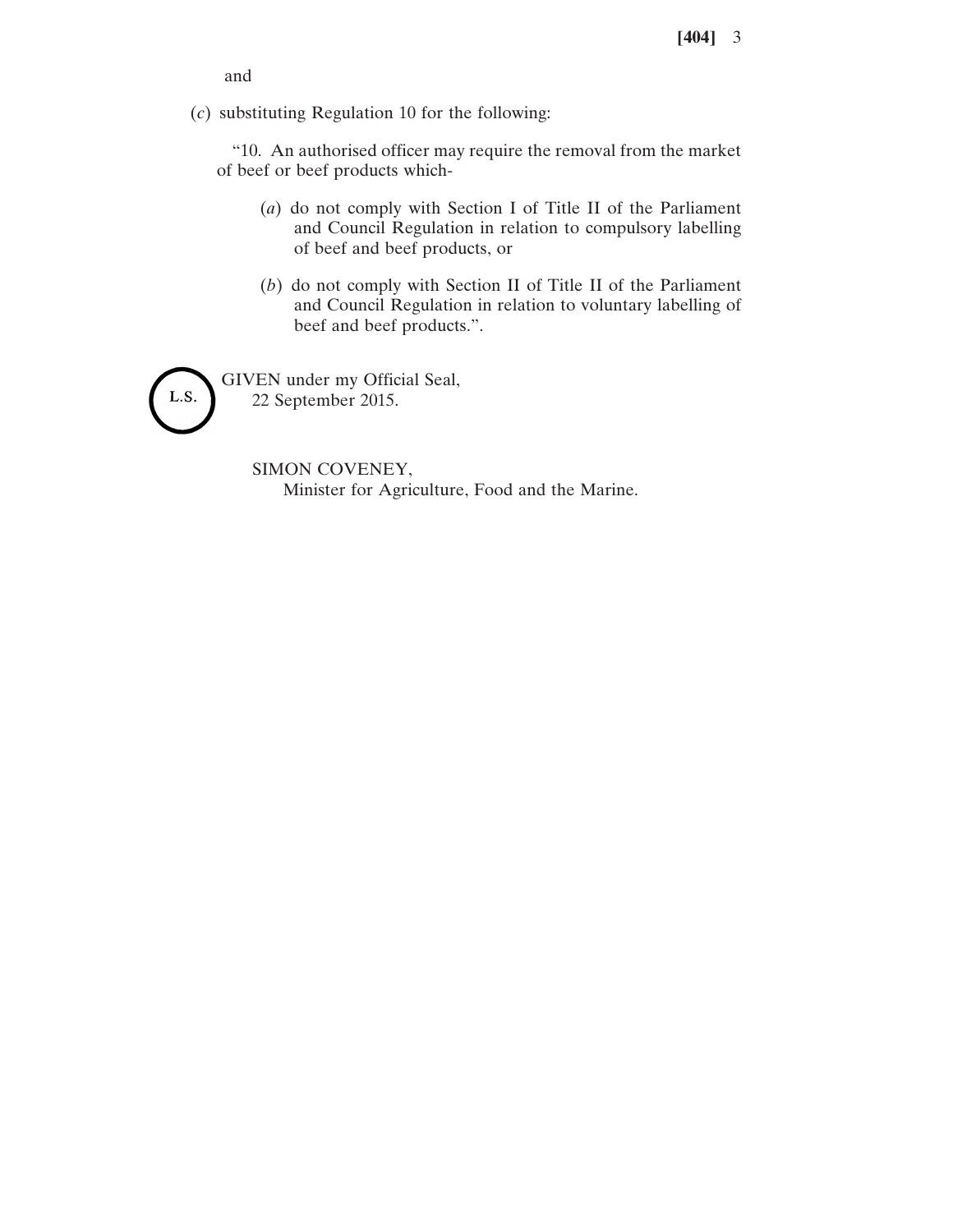and

(*c*) substituting Regulation 10 for the following:

"10. An authorised officer may require the removal from the market of beef or beef products which-

(*a*) do not comply with Section I of Title II of the Parliament and Council Regulation in relation to compulsory labelling of beef and beef products, or

(*b*) do not comply with Section II of Title II of the Parliament and Council Regulation in relation to voluntary labelling of beef and beef products.".

L.S.

GIVEN under my Official Seal,
22 September 2015.

SIMON COVENEY,
Minister for Agriculture, Food and the Marine.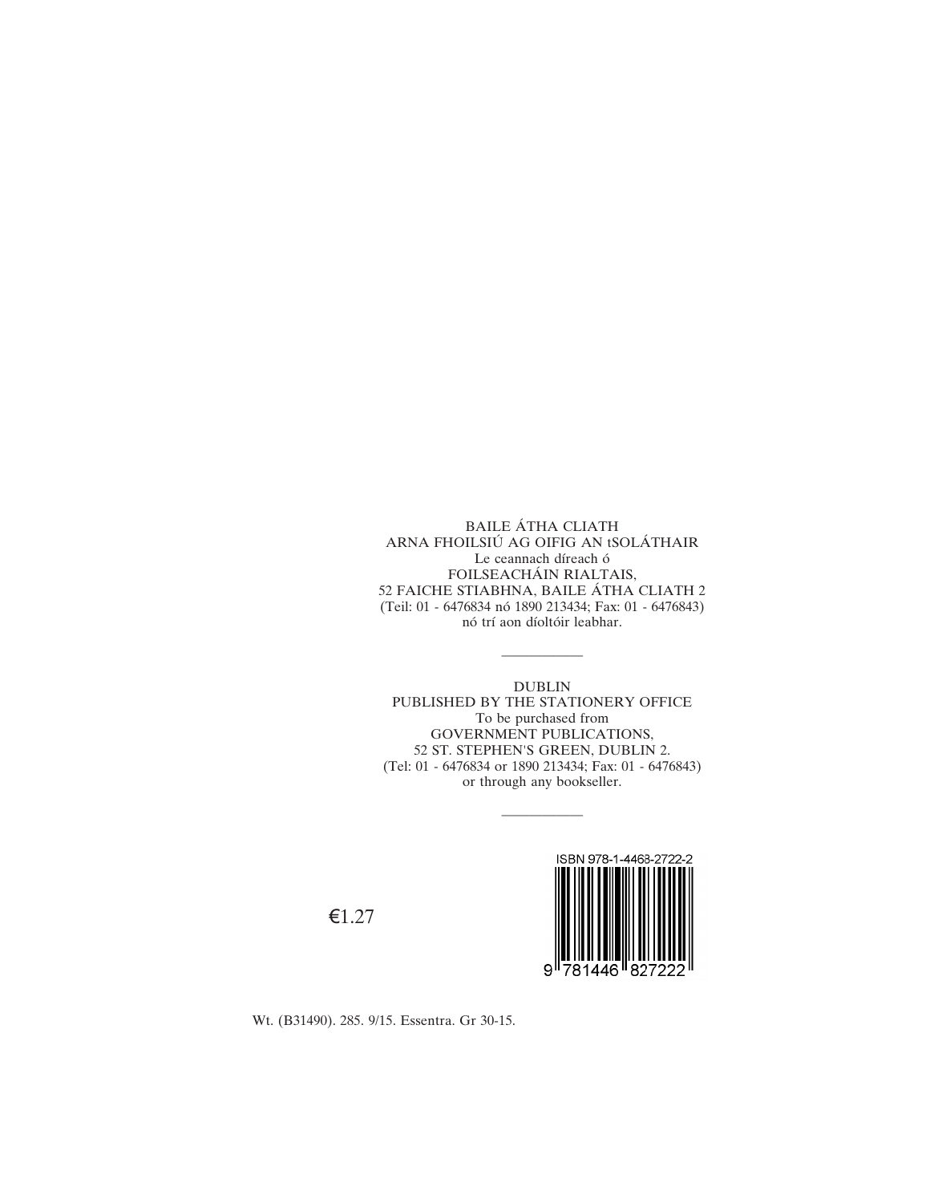BAILE ÁTHA CLIATH
ARNA FHOILSIÚ AG OIFIG AN tSOLÁTHAIR
Le ceannach díreach ó
FOILSEACHÁIN RIALTAIS,
52 FAICHE STIABHNA, BAILE ÁTHA CLIATH 2
(Teil: 01 - 6476834 nó 1890 213434; Fax: 01 - 6476843)
nó trí aon díoltóir leabhar.

---

DUBLIN
PUBLISHED BY THE STATIONERY OFFICE
To be purchased from
GOVERNMENT PUBLICATIONS,
52 ST. STEPHEN'S GREEN, DUBLIN 2.
(Tel: 01 - 6476834 or 1890 213434; Fax: 01 - 6476843)
or through any bookseller.

---

ISBN 978-1-4468-2722-2

9 781446 827222

€1.27

Wt. (B31490). 285. 9/15. Essentra. Gr 30-15.